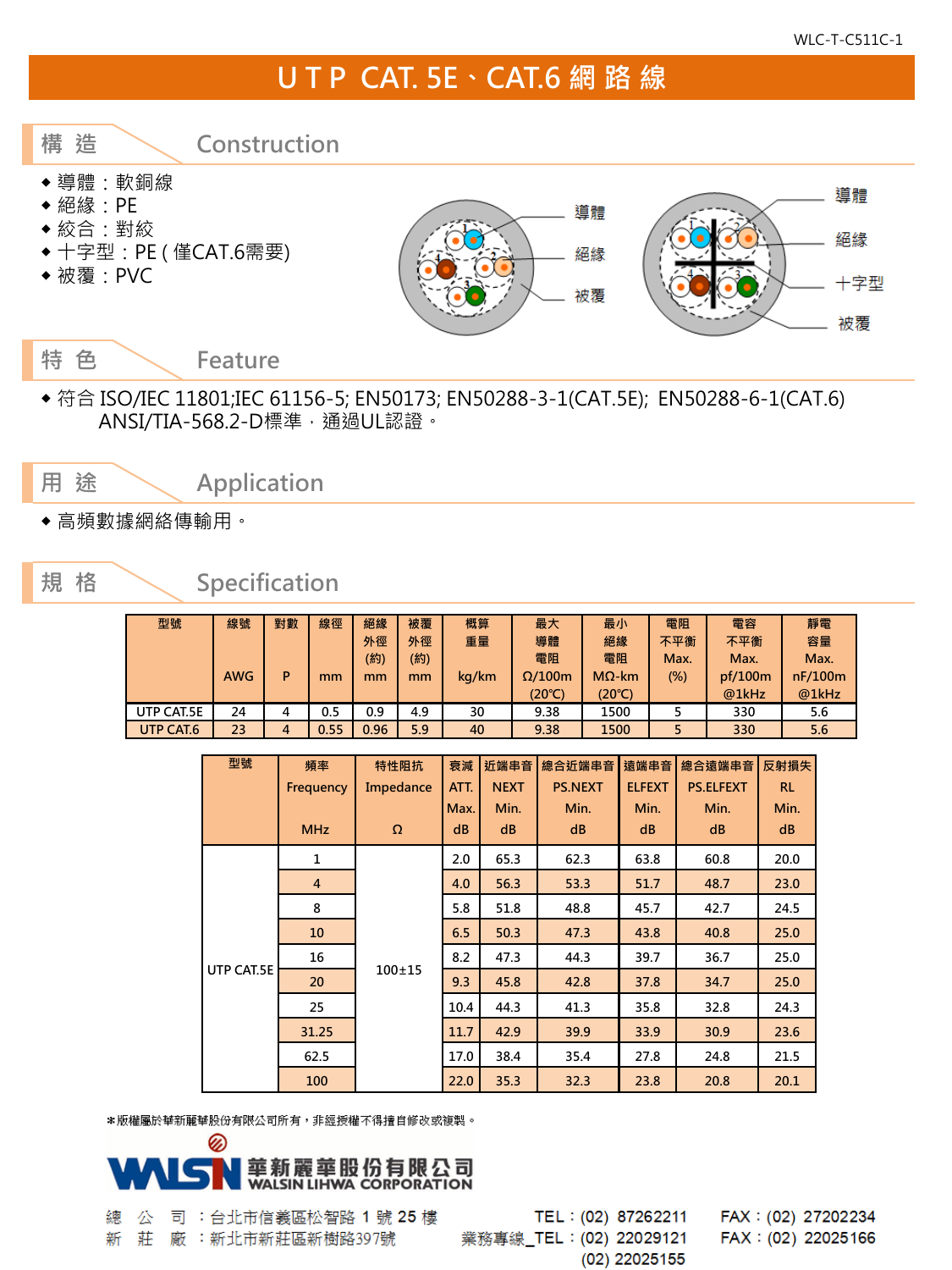WLC-T-C511C-1

# U T P CAT. 5E、CAT.6 網 路 線

## 構 造 Construction

- 導體：軟銅線
- 絕緣：PE
- 絞合：對絞
- 十字型：PE ( 僅CAT.6需要)
- 被覆：PVC

導體
絕緣
被覆

導體
絕緣
十字型
被覆

## 特 色 Feature

- 符合 ISO/IEC 11801;IEC 61156-5; EN50173; EN50288-3-1(CAT.5E); EN50288-6-1(CAT.6) ANSI/TIA-568.2-D標準，通過UL認證。

## 用 途 Application

- 高頻數據網絡傳輸用。

## 規 格 Specification

| 型號 | 線號 AWG | 對數 P | 線徑 mm | 絕緣外徑(約) mm | 被覆外徑(約) mm | 概算重量 kg/km | 最大導體電阻 Ω/100m (20℃) | 最小絕緣電阻 MΩ-km (20℃) | 電阻不平衡 Max. (%) | 電容不平衡 Max. pf/100m @1kHz | 靜電容量 Max. nF/100m @1kHz |
|---|---|---|---|---|---|---|---|---|---|---|---|
| UTP CAT.5E | 24 | 4 | 0.5 | 0.9 | 4.9 | 30 | 9.38 | 1500 | 5 | 330 | 5.6 |
| UTP CAT.6 | 23 | 4 | 0.55 | 0.96 | 5.9 | 40 | 9.38 | 1500 | 5 | 330 | 5.6 |

| 型號 | 頻率 Frequency MHz | 特性阻抗 Impedance Ω | 衰減 ATT. Max. dB | 近端串音 NEXT Min. dB | 總合近端串音 PS.NEXT Min. dB | 遠端串音 ELFEXT Min. dB | 總合遠端串音 PS.ELFEXT Min. dB | 反射損失 RL Min. dB |
|---|---|---|---|---|---|---|---|---|
| UTP CAT.5E | 1 | 100±15 | 2.0 | 65.3 | 62.3 | 63.8 | 60.8 | 20.0 |
| | 4 | | 4.0 | 56.3 | 53.3 | 51.7 | 48.7 | 23.0 |
| | 8 | | 5.8 | 51.8 | 48.8 | 45.7 | 42.7 | 24.5 |
| | 10 | | 6.5 | 50.3 | 47.3 | 43.8 | 40.8 | 25.0 |
| | 16 | | 8.2 | 47.3 | 44.3 | 39.7 | 36.7 | 25.0 |
| | 20 | | 9.3 | 45.8 | 42.8 | 37.8 | 34.7 | 25.0 |
| | 25 | | 10.4 | 44.3 | 41.3 | 35.8 | 32.8 | 24.3 |
| | 31.25 | | 11.7 | 42.9 | 39.9 | 33.9 | 30.9 | 23.6 |
| | 62.5 | | 17.0 | 38.4 | 35.4 | 27.8 | 24.8 | 21.5 |
| | 100 | | 22.0 | 35.3 | 32.3 | 23.8 | 20.8 | 20.1 |

*版權屬於華新麗華股份有限公司所有，非經授權不得擅自修改或複製。

WALSIN 華新麗華股份有限公司 WALSIN LIHWA CORPORATION

總 公 司 ：台北市信義區松智路 1 號 25 樓 TEL：(02) 87262211 FAX：(02) 27202234
新 莊 廠 ：新北市新莊區新樹路397號 業務專線_TEL：(02) 22029121 FAX：(02) 22025166
(02) 22025155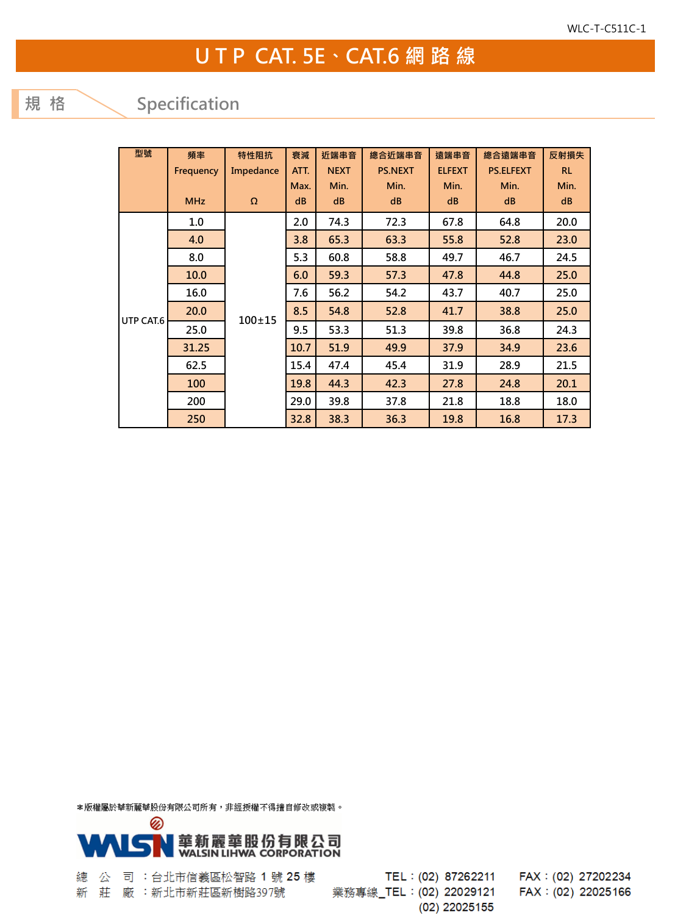WLC-T-C511C-1

# U T P CAT. 5E、CAT.6 網 路 線

## 規 格 Specification

| 型號 | 頻率 Frequency MHz | 特性阻抗 Impedance Ω | 衰減 ATT. Max. dB | 近端串音 NEXT Min. dB | 總合近端串音 PS.NEXT Min. dB | 遠端串音 ELFEXT Min. dB | 總合遠端串音 PS.ELFEXT Min. dB | 反射損失 RL Min. dB |
|---|---|---|---|---|---|---|---|---|
| UTP CAT.6 | 1.0 | 100±15 | 2.0 | 74.3 | 72.3 | 67.8 | 64.8 | 20.0 |
| | 4.0 | | 3.8 | 65.3 | 63.3 | 55.8 | 52.8 | 23.0 |
| | 8.0 | | 5.3 | 60.8 | 58.8 | 49.7 | 46.7 | 24.5 |
| | 10.0 | | 6.0 | 59.3 | 57.3 | 47.8 | 44.8 | 25.0 |
| | 16.0 | | 7.6 | 56.2 | 54.2 | 43.7 | 40.7 | 25.0 |
| | 20.0 | | 8.5 | 54.8 | 52.8 | 41.7 | 38.8 | 25.0 |
| | 25.0 | | 9.5 | 53.3 | 51.3 | 39.8 | 36.8 | 24.3 |
| | 31.25 | | 10.7 | 51.9 | 49.9 | 37.9 | 34.9 | 23.6 |
| | 62.5 | | 15.4 | 47.4 | 45.4 | 31.9 | 28.9 | 21.5 |
| | 100 | | 19.8 | 44.3 | 42.3 | 27.8 | 24.8 | 20.1 |
| | 200 | | 29.0 | 39.8 | 37.8 | 21.8 | 18.8 | 18.0 |
| | 250 | | 32.8 | 38.3 | 36.3 | 19.8 | 16.8 | 17.3 |

*版權屬於華新麗華股份有限公司所有，非經授權不得擅自修改或複製。

華新麗華股份有限公司
WALSIN LIHWA CORPORATION

總　公　司　：台北市信義區松智路 1 號 25 樓　　TEL：(02) 87262211　　FAX：(02) 27202234
新　莊　廠　：新北市新莊區新樹路397號　　業務專線_TEL：(02) 22029121　　FAX：(02) 22025166
(02) 22025155